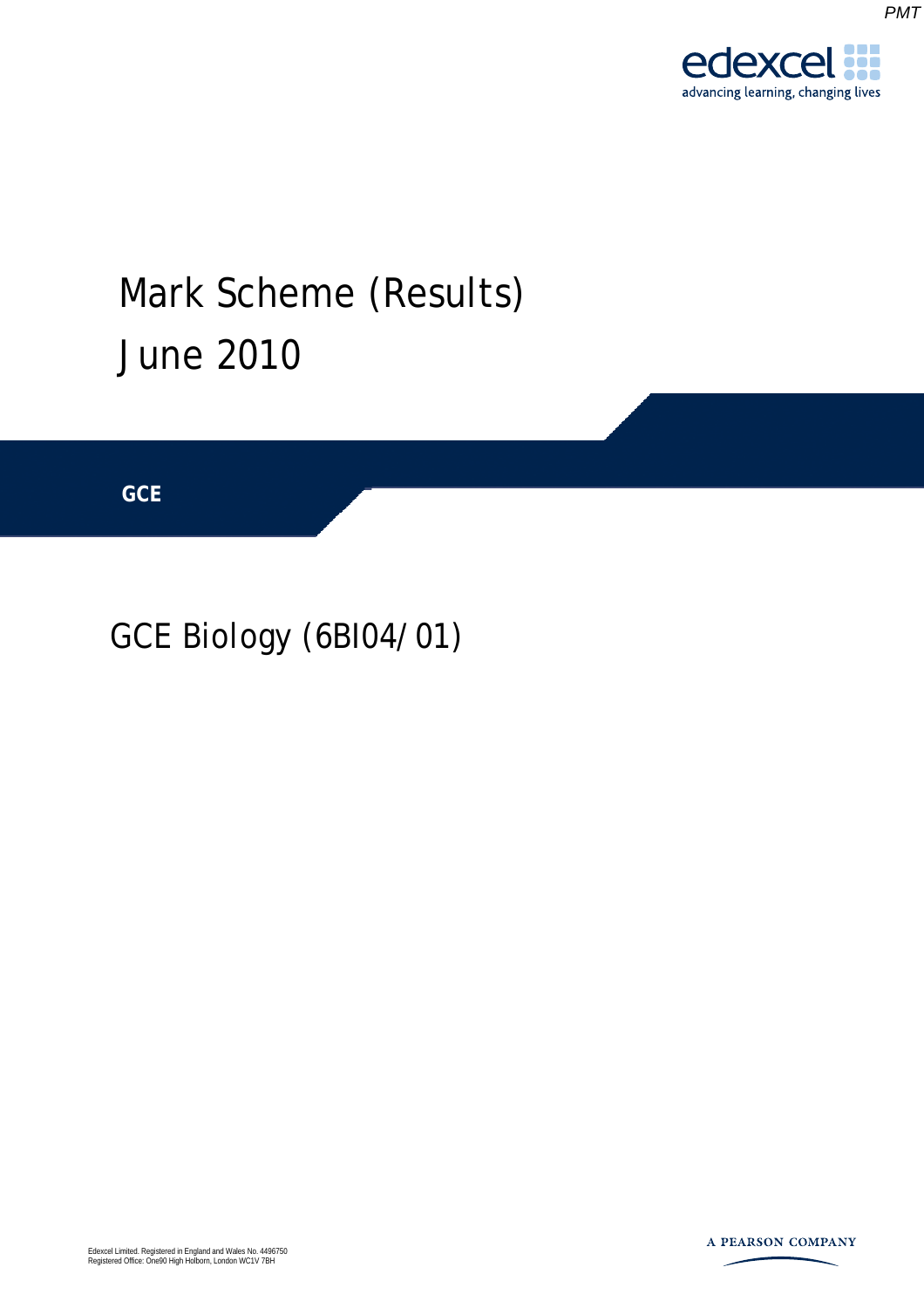# Mark Scheme (Results)

# June 2010

**GCE**

## GCE Biology (6BI04/01)

Edexcel Limited. Registered in England and Wales No. 4496750
Registered Office: One90 High Holborn, London WC1V 7BH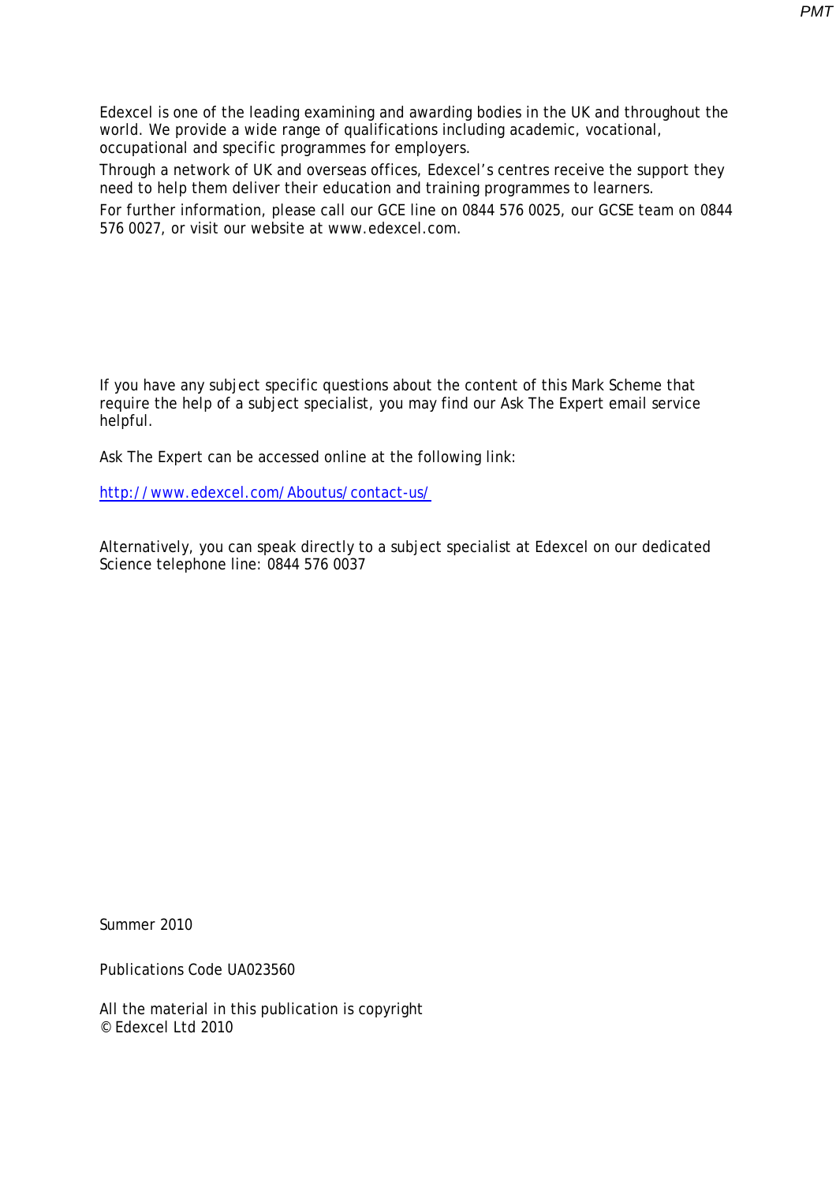Edexcel is one of the leading examining and awarding bodies in the UK and throughout the world. We provide a wide range of qualifications including academic, vocational, occupational and specific programmes for employers.

Through a network of UK and overseas offices, Edexcel's centres receive the support they need to help them deliver their education and training programmes to learners.

For further information, please call our GCE line on 0844 576 0025, our GCSE team on 0844 576 0027, or visit our website at www.edexcel.com.

If you have any subject specific questions about the content of this Mark Scheme that require the help of a subject specialist, you may find our Ask The Expert email service helpful.

Ask The Expert can be accessed online at the following link:

http://www.edexcel.com/Aboutus/contact-us/

Alternatively, you can speak directly to a subject specialist at Edexcel on our dedicated Science telephone line: 0844 576 0037

Summer 2010

Publications Code UA023560

All the material in this publication is copyright
© Edexcel Ltd 2010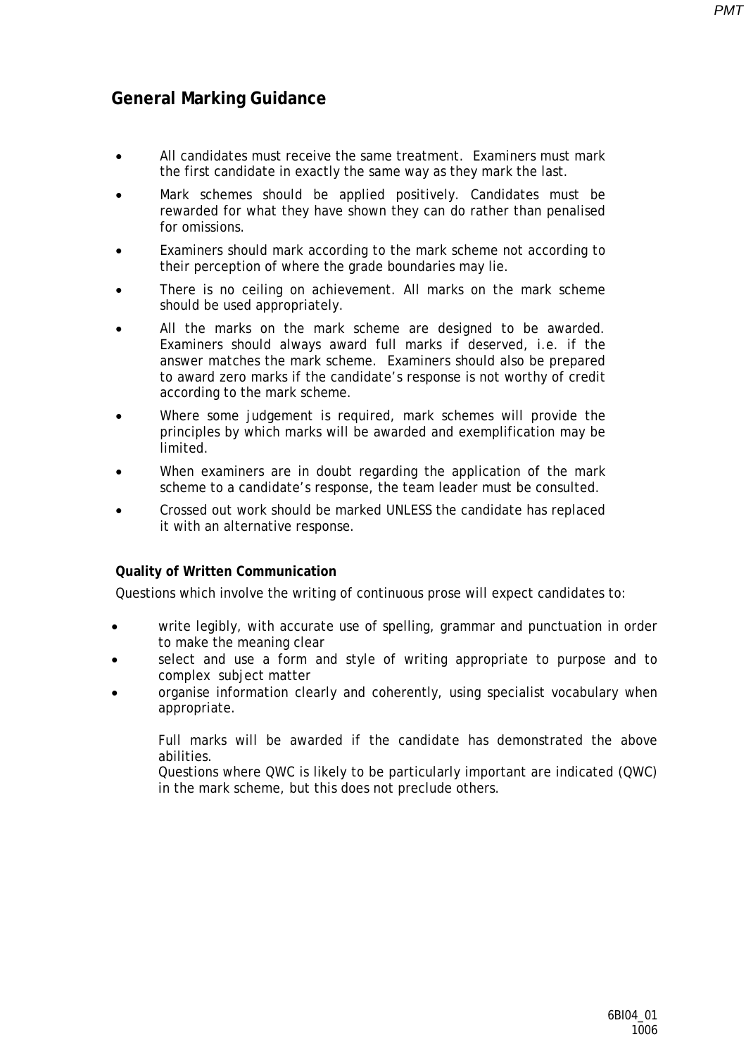## General Marking Guidance

- All candidates must receive the same treatment. Examiners must mark the first candidate in exactly the same way as they mark the last.
- Mark schemes should be applied positively. Candidates must be rewarded for what they have shown they can do rather than penalised for omissions.
- Examiners should mark according to the mark scheme not according to their perception of where the grade boundaries may lie.
- There is no ceiling on achievement. All marks on the mark scheme should be used appropriately.
- All the marks on the mark scheme are designed to be awarded. Examiners should always award full marks if deserved, i.e. if the answer matches the mark scheme. Examiners should also be prepared to award zero marks if the candidate's response is not worthy of credit according to the mark scheme.
- Where some judgement is required, mark schemes will provide the principles by which marks will be awarded and exemplification may be limited.
- When examiners are in doubt regarding the application of the mark scheme to a candidate's response, the team leader must be consulted.
- Crossed out work should be marked UNLESS the candidate has replaced it with an alternative response.

**Quality of Written Communication**

Questions which involve the writing of continuous prose will expect candidates to:

- write legibly, with accurate use of spelling, grammar and punctuation in order to make the meaning clear
- select and use a form and style of writing appropriate to purpose and to complex subject matter
- organise information clearly and coherently, using specialist vocabulary when appropriate.

Full marks will be awarded if the candidate has demonstrated the above abilities.
Questions where QWC is likely to be particularly important are indicated (QWC) in the mark scheme, but this does not preclude others.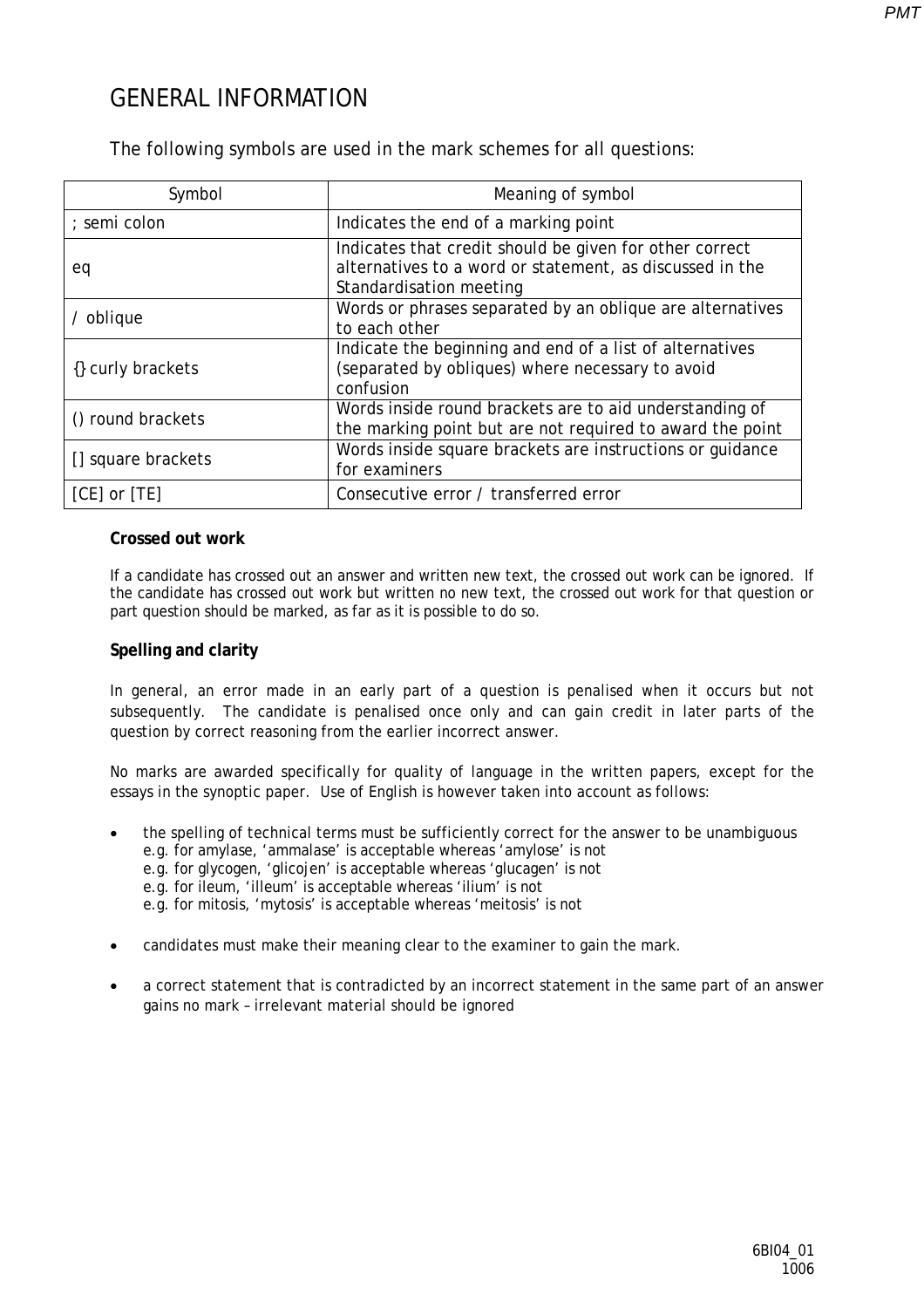# GENERAL INFORMATION

The following symbols are used in the mark schemes for all questions:

| Symbol | Meaning of symbol |
|---|---|
| ; semi colon | Indicates the end of a marking point |
| eq | Indicates that credit should be given for other correct alternatives to a word or statement, as discussed in the Standardisation meeting |
| / oblique | Words or phrases separated by an oblique are alternatives to each other |
| {} curly brackets | Indicate the beginning and end of a list of alternatives (separated by obliques) where necessary to avoid confusion |
| () round brackets | Words inside round brackets are to aid understanding of the marking point but are not required to award the point |
| [] square brackets | Words inside square brackets are instructions or guidance for examiners |
| [CE] or [TE] | Consecutive error / transferred error |

**Crossed out work**

If a candidate has crossed out an answer and written new text, the crossed out work can be ignored. If the candidate has crossed out work but written no new text, the crossed out work for that question or part question should be marked, as far as it is possible to do so.

**Spelling and clarity**

In general, an error made in an early part of a question is penalised when it occurs but not subsequently. The candidate is penalised once only and can gain credit in later parts of the question by correct reasoning from the earlier incorrect answer.

No marks are awarded specifically for quality of language in the written papers, except for the essays in the synoptic paper. Use of English is however taken into account as follows:

- the spelling of technical terms must be sufficiently correct for the answer to be unambiguous
  e.g. for amylase, 'ammalase' is acceptable whereas 'amylose' is not
  e.g. for glycogen, 'glicojen' is acceptable whereas 'glucagen' is not
  e.g. for ileum, 'illeum' is acceptable whereas 'ilium' is not
  e.g. for mitosis, 'mytosis' is acceptable whereas 'meitosis' is not

- candidates must make their meaning clear to the examiner to gain the mark.

- a correct statement that is contradicted by an incorrect statement in the same part of an answer gains no mark – irrelevant material should be ignored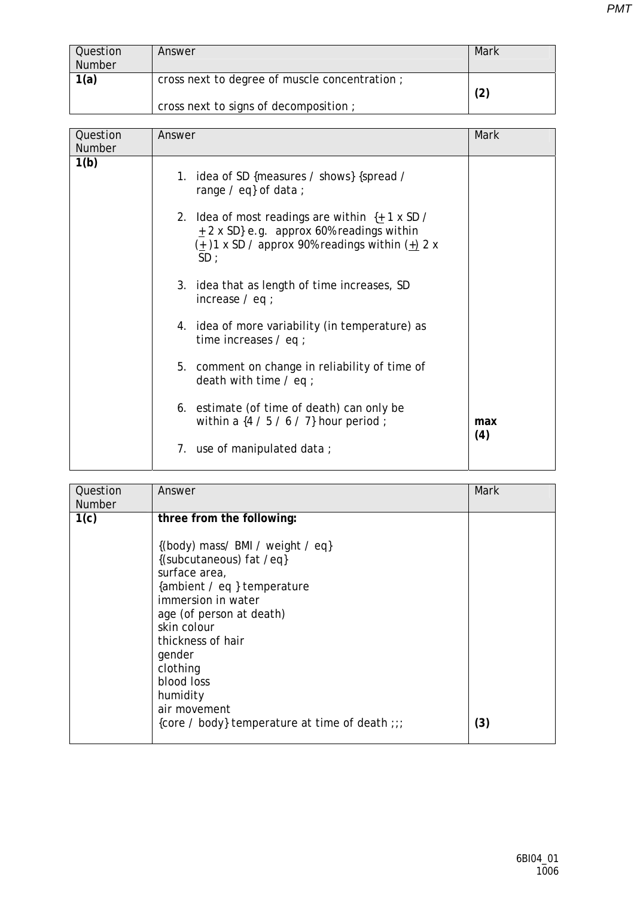| Question Number | Answer | Mark |
|---|---|---|
| 1(a) | cross next to degree of muscle concentration ;<br><br>cross next to signs of decomposition ; | **(2)** |

| Question Number | Answer | Mark |
|---|---|---|
| 1(b) | 1. idea of SD {measures / shows} {spread / range / eq} of data ;<br><br>2. Idea of most readings are within {$\pm$ 1 x SD / $\pm$ 2 x SD} e.g. approx 60% readings within ($\pm$)1 x SD / approx 90% readings within ($\pm$) 2 x SD ;<br><br>3. idea that as length of time increases, SD increase / eq ;<br><br>4. idea of more variability (in temperature) as time increases / eq ;<br><br>5. comment on change in reliability of time of death with time / eq ;<br><br>6. estimate (of time of death) can only be within a {4 / 5 / 6 / 7} hour period ;<br><br>7. use of manipulated data ; | **max (4)** |

| Question Number | Answer | Mark |
|---|---|---|
| 1(c) | **three from the following:**<br><br>{(body) mass/ BMI / weight / eq}<br>{(subcutaneous) fat /eq}<br>surface area,<br>{ambient / eq } temperature<br>immersion in water<br>age (of person at death)<br>skin colour<br>thickness of hair<br>gender<br>clothing<br>blood loss<br>humidity<br>air movement<br>{core / body} temperature at time of death ;;; | **(3)** |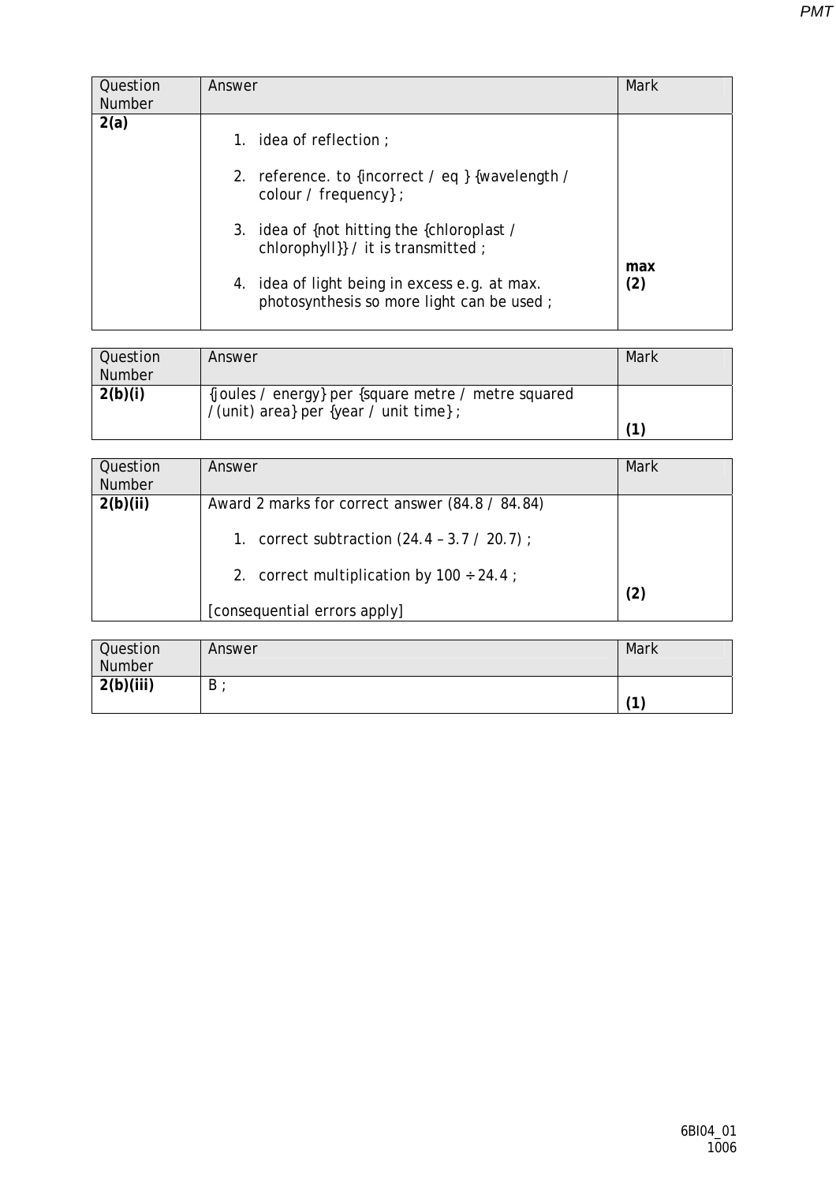| Question Number | Answer | Mark |
| --- | --- | --- |
| 2(a) | 1. idea of reflection ;<br><br>2. reference. to {incorrect / eq } {wavelength / colour / frequency} ;<br><br>3. idea of {not hitting the {chloroplast / chlorophyll}} / it is transmitted ;<br><br>4. idea of light being in excess e.g. at max. photosynthesis so more light can be used ; | **max (2)** |

| Question Number | Answer | Mark |
| --- | --- | --- |
| 2(b)(i) | {joules / energy} per {square metre / metre squared / (unit) area} per {year / unit time} ; | **(1)** |

| Question Number | Answer | Mark |
| --- | --- | --- |
| 2(b)(ii) | Award 2 marks for correct answer (84.8 / 84.84)<br><br>1. correct subtraction (24.4 – 3.7 / 20.7) ;<br><br>2. correct multiplication by 100 ÷ 24.4 ;<br><br>[consequential errors apply] | **(2)** |

| Question Number | Answer | Mark |
| --- | --- | --- |
| 2(b)(iii) | B ; | **(1)** |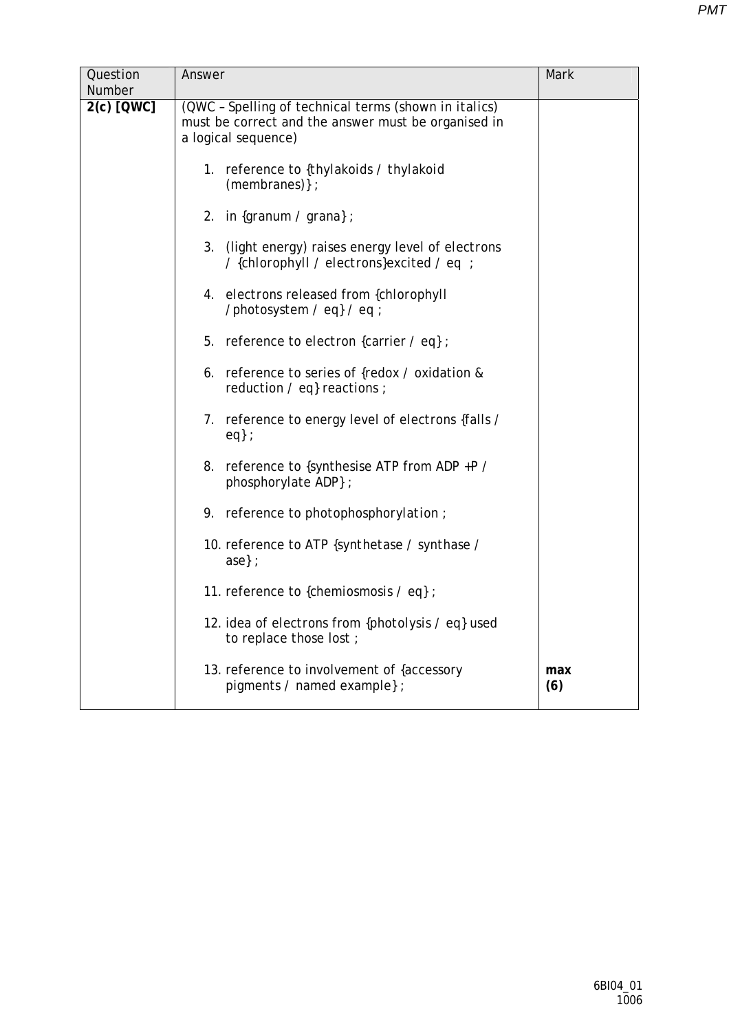| Question Number | Answer | Mark |
|---|---|---|
| **2(c) [QWC]** | (QWC – Spelling of technical terms (shown in italics) must be correct and the answer must be organised in a logical sequence)<br><br>1. reference to {thylakoids / thylakoid (membranes)} ;<br><br>2. in {granum / grana} ;<br><br>3. (light energy) raises energy level of electrons / {chlorophyll / electrons}excited / eq ;<br><br>4. electrons released from {chlorophyll /photosystem / eq} / eq ;<br><br>5. reference to electron {carrier / eq} ;<br><br>6. reference to series of {redox / oxidation & reduction / eq} reactions ;<br><br>7. reference to energy level of electrons {falls / eq} ;<br><br>8. reference to {synthesise ATP from ADP +P / phosphorylate ADP} ;<br><br>9. reference to photophosphorylation ;<br><br>10. reference to ATP {synthetase / synthase / ase} ;<br><br>11. reference to {chemiosmosis / eq} ;<br><br>12. idea of electrons from {photolysis / eq} used to replace those lost ;<br><br>13. reference to involvement of {accessory pigments / named example} ; | **max (6)** |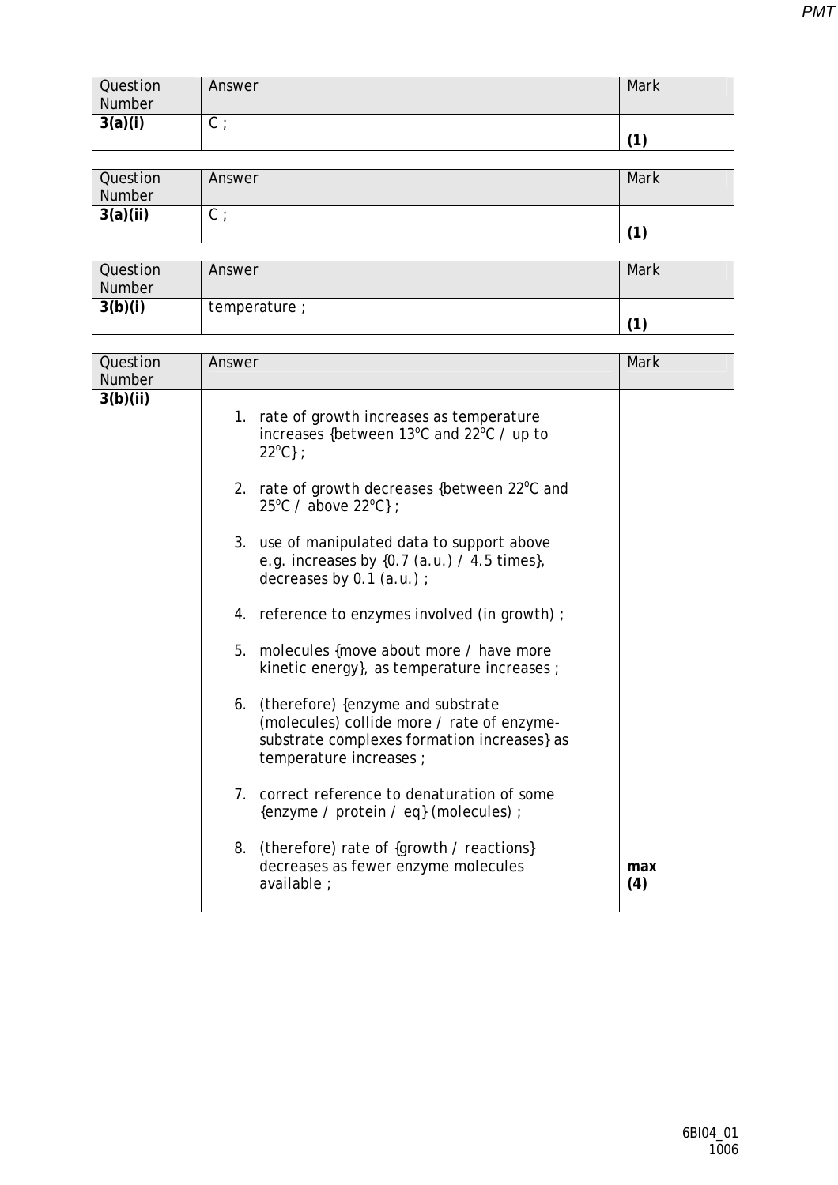| Question Number | Answer | Mark |
|---|---|---|
| **3(a)(i)** | C ; | **(1)** |

| Question Number | Answer | Mark |
|---|---|---|
| **3(a)(ii)** | C ; | **(1)** |

| Question Number | Answer | Mark |
|---|---|---|
| **3(b)(i)** | temperature ; | **(1)** |

| Question Number | Answer | Mark |
|---|---|---|
| **3(b)(ii)** | 1. rate of growth increases as temperature increases {between 13$^{o}$C and 22$^{o}$C / up to 22$^{o}$C} ;<br><br>2. rate of growth decreases {between 22$^{o}$C and 25$^{o}$C / above 22$^{o}$C} ;<br><br>3. use of manipulated data to support above e.g. increases by {0.7 (a.u.) / 4.5 times}, decreases by 0.1 (a.u.) ;<br><br>4. reference to enzymes involved (in growth) ;<br><br>5. molecules {move about more / have more kinetic energy}, as temperature increases ;<br><br>6. (therefore) {enzyme and substrate (molecules) collide more / rate of enzyme-substrate complexes formation increases} as temperature increases ;<br><br>7. correct reference to denaturation of some {enzyme / protein / eq} (molecules) ;<br><br>8. (therefore) rate of {growth / reactions} decreases as fewer enzyme molecules available ; | **max (4)** |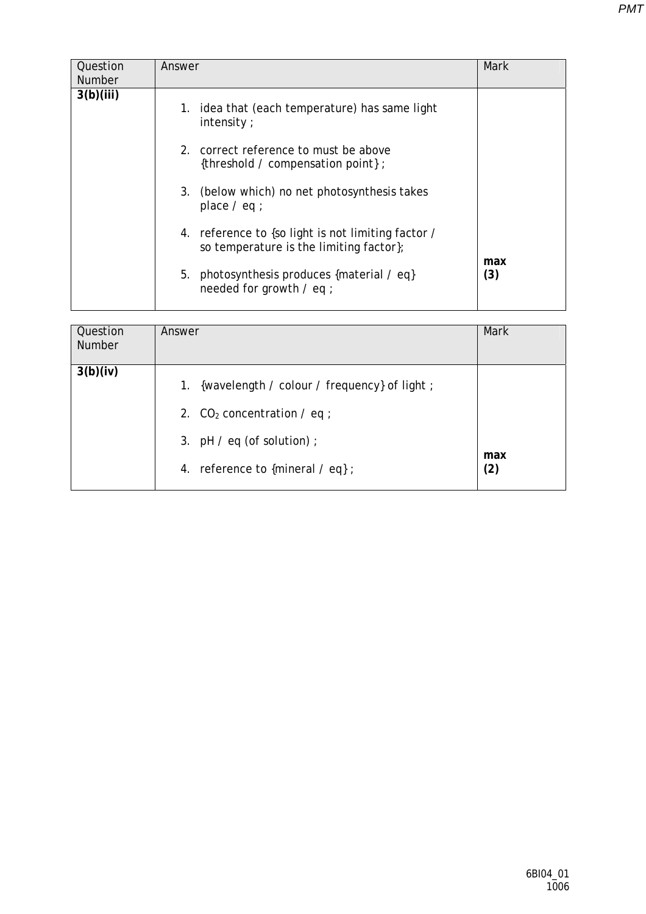| Question Number | Answer | Mark |
|---|---|---|
| 3(b)(iii) | 1. idea that (each temperature) has same light intensity ;<br><br>2. correct reference to must be above {threshold / compensation point} ;<br><br>3. (below which) no net photosynthesis takes place / eq ;<br><br>4. reference to {so light is not limiting factor / so temperature is the limiting factor};<br><br>5. photosynthesis produces {material / eq} needed for growth / eq ; | **max (3)** |

| Question Number | Answer | Mark |
|---|---|---|
| 3(b)(iv) | 1. {wavelength / colour / frequency} of light ;<br><br>2. $CO_2$ concentration / eq ;<br><br>3. pH / eq (of solution) ;<br><br>4. reference to {mineral / eq} ; | **max (2)** |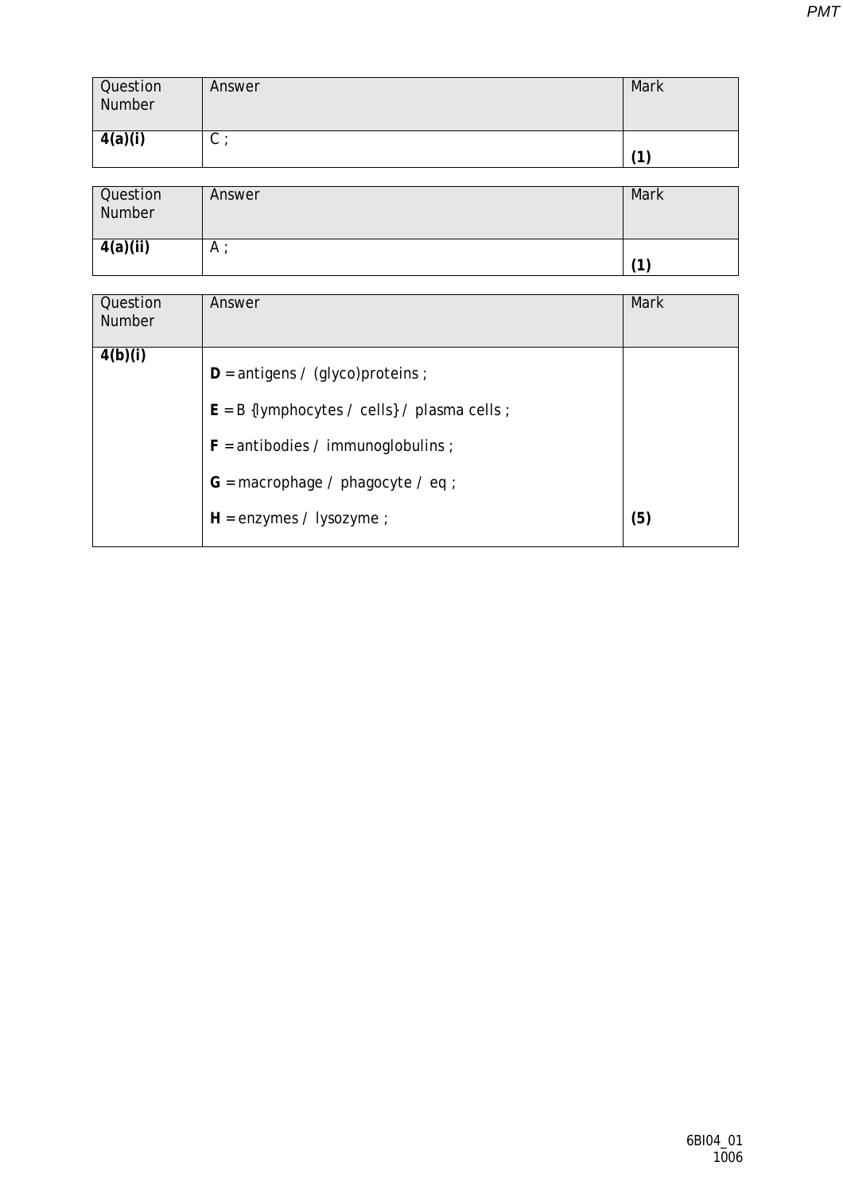| Question Number | Answer | Mark |
|---|---|---|
| **4(a)(i)** | C ; | **(1)** |

| Question Number | Answer | Mark |
|---|---|---|
| **4(a)(ii)** | A ; | **(1)** |

| Question Number | Answer | Mark |
|---|---|---|
| **4(b)(i)** | **D** = antigens / (glyco)proteins ;<br><br>**E** = B {lymphocytes / cells} / plasma cells ;<br><br>**F** = antibodies / immunoglobulins ;<br><br>**G** = macrophage / phagocyte / eq ;<br><br>**H** = enzymes / lysozyme ; | **(5)** |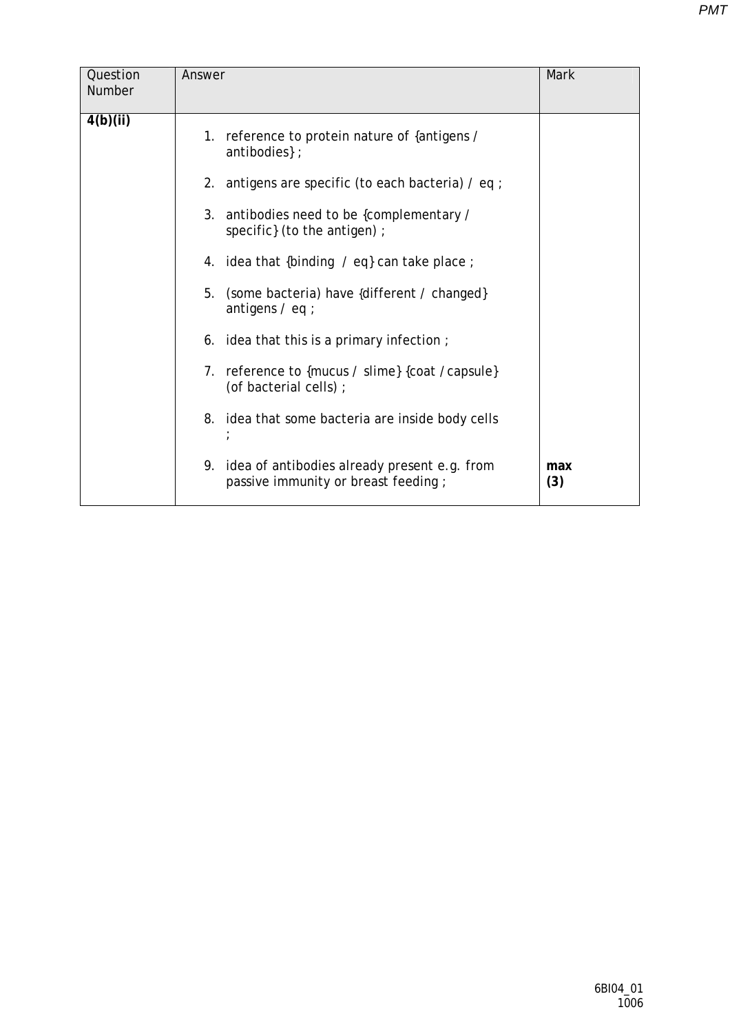| Question Number | Answer | Mark |
|---|---|---|
| 4(b)(ii) | 1. reference to protein nature of {antigens / antibodies} ;<br><br>2. antigens are specific (to each bacteria) / eq ;<br><br>3. antibodies need to be {complementary / specific} (to the antigen) ;<br><br>4. idea that {binding / eq} can take place ;<br><br>5. (some bacteria) have {different / changed} antigens / eq ;<br><br>6. idea that this is a primary infection ;<br><br>7. reference to {mucus / slime} {coat / capsule} (of bacterial cells) ;<br><br>8. idea that some bacteria are inside body cells ;<br><br>9. idea of antibodies already present e.g. from passive immunity or breast feeding ; | **max (3)** |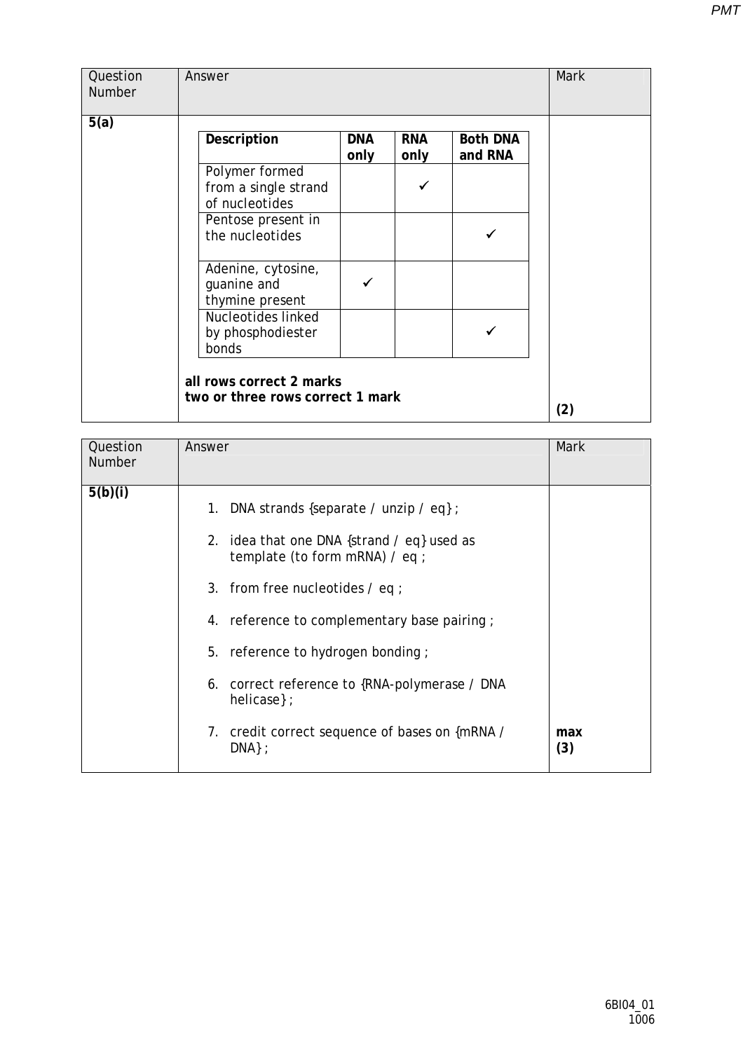| Question Number | Answer | Mark |
|---|---|---|
| 5(a) | (see table below) **all rows correct 2 marks** **two or three rows correct 1 mark** | **(2)** |

| Description | DNA only | RNA only | Both DNA and RNA |
|---|---|---|---|
| Polymer formed from a single strand of nucleotides | | ✓ | |
| Pentose present in the nucleotides | | | ✓ |
| Adenine, cytosine, guanine and thymine present | ✓ | | |
| Nucleotides linked by phosphodiester bonds | | | ✓ |

**all rows correct 2 marks**
**two or three rows correct 1 mark**

| Question Number | Answer | Mark |
|---|---|---|
| 5(b)(i) | 1. DNA strands {separate / unzip / eq} ; <br> 2. idea that one DNA {strand / eq} used as template (to form mRNA) / eq ; <br> 3. from free nucleotides / eq ; <br> 4. reference to complementary base pairing ; <br> 5. reference to hydrogen bonding ; <br> 6. correct reference to {RNA-polymerase / DNA helicase} ; <br> 7. credit correct sequence of bases on {mRNA / DNA} ; | **max (3)** |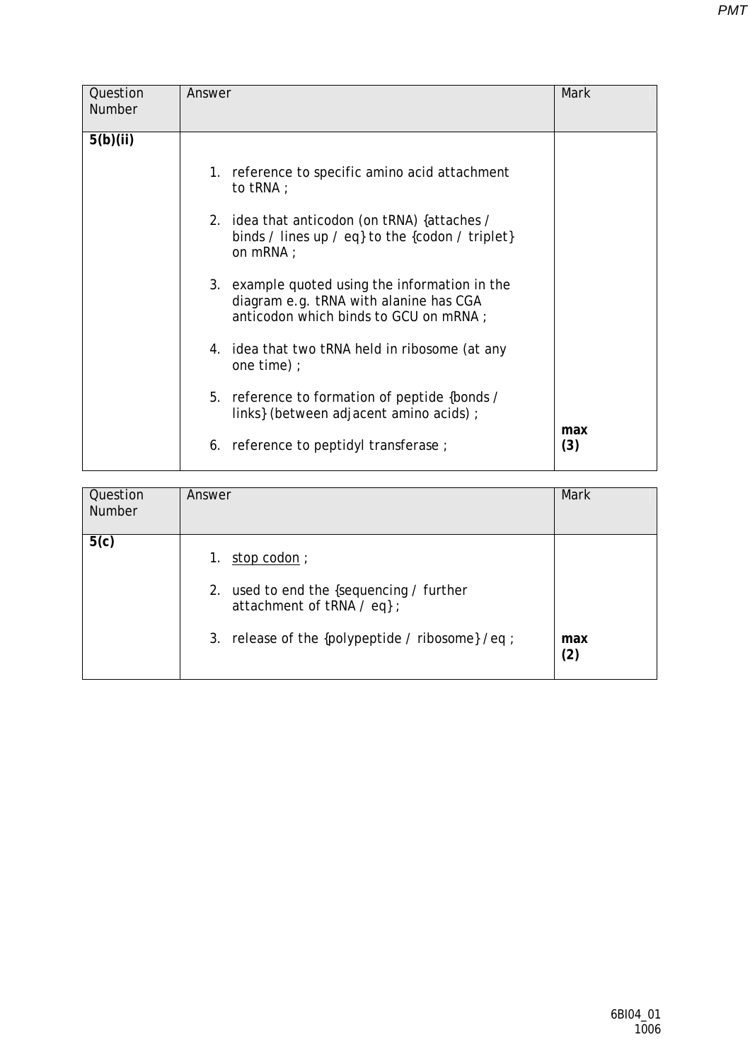| Question Number | Answer | Mark |
|---|---|---|
| 5(b)(ii) | 1. reference to specific amino acid attachment to tRNA ;<br><br>2. idea that anticodon (on tRNA) {attaches / binds / lines up / eq} to the {codon / triplet} on mRNA ;<br><br>3. example quoted using the information in the diagram e.g. tRNA with alanine has CGA anticodon which binds to GCU on mRNA ;<br><br>4. idea that two tRNA held in ribosome (at any one time) ;<br><br>5. reference to formation of peptide {bonds / links} (between adjacent amino acids) ;<br><br>6. reference to peptidyl transferase ; | **max (3)** |

| Question Number | Answer | Mark |
|---|---|---|
| 5(c) | 1. <u>stop codon</u> ;<br><br>2. used to end the {sequencing / further attachment of tRNA / eq} ;<br><br>3. release of the {polypeptide / ribosome} / eq ; | **max (2)** |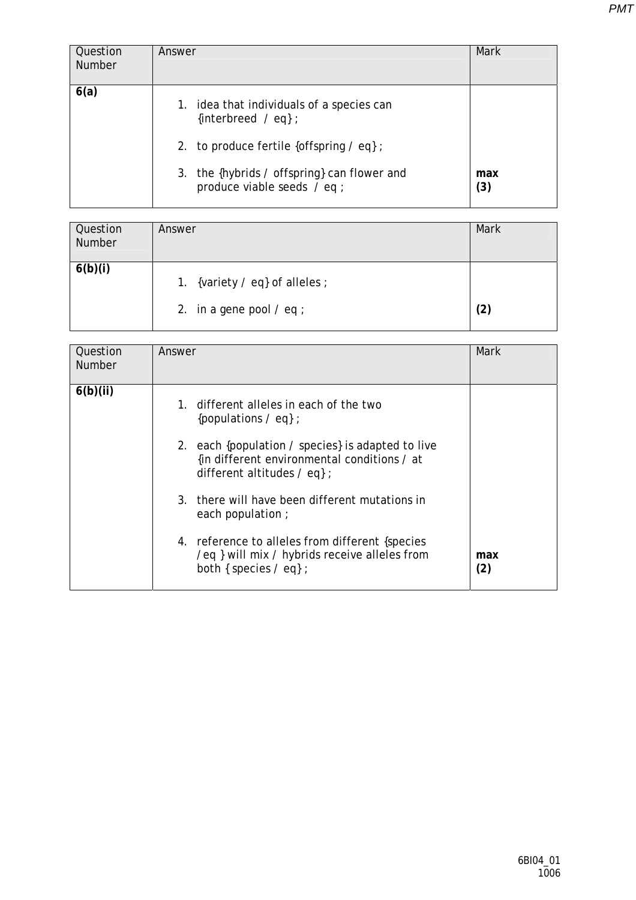| Question Number | Answer | Mark |
|---|---|---|
| **6(a)** | 1. idea that individuals of a species can {interbreed / eq} ;<br><br>2. to produce fertile {offspring / eq} ;<br><br>3. the {hybrids / offspring} can flower and produce viable seeds / eq ; | **max (3)** |

| Question Number | Answer | Mark |
|---|---|---|
| **6(b)(i)** | 1. {variety / eq} of alleles ;<br><br>2. in a gene pool / eq ; | **(2)** |

| Question Number | Answer | Mark |
|---|---|---|
| **6(b)(ii)** | 1. different alleles in each of the two {populations / eq} ;<br><br>2. each {population / species} is adapted to live {in different environmental conditions / at different altitudes / eq} ;<br><br>3. there will have been different mutations in each population ;<br><br>4. reference to alleles from different {species /eq } will mix / hybrids receive alleles from both { species / eq} ; | **max (2)** |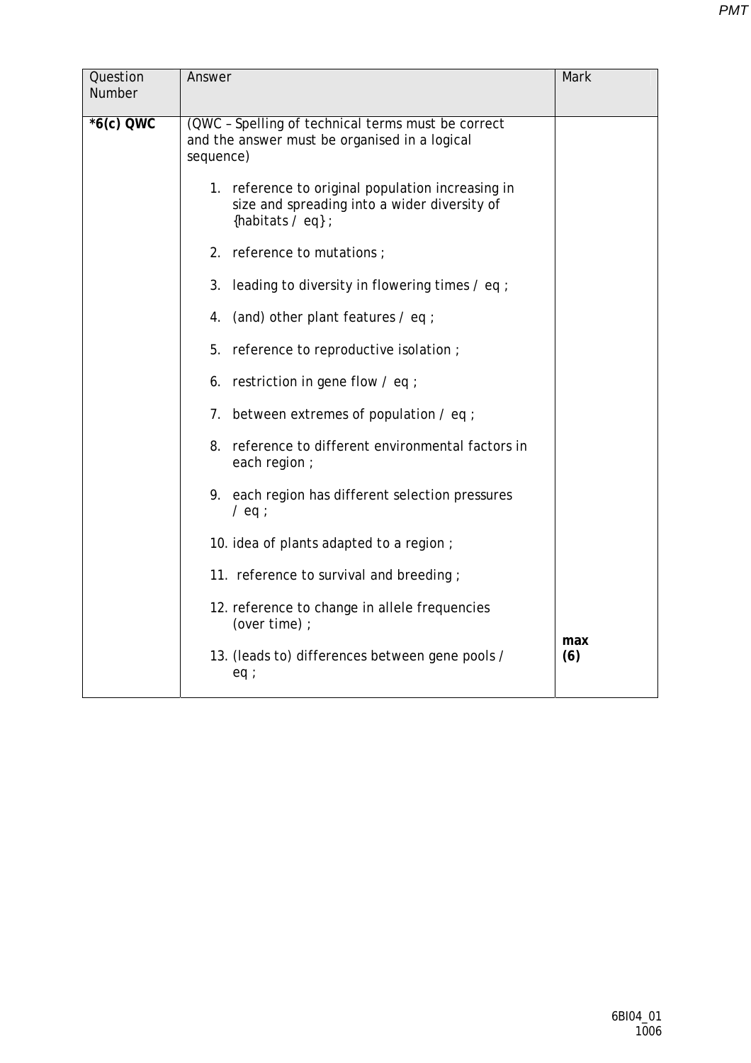| Question Number | Answer | Mark |
|---|---|---|
| ***6(c) QWC** | (QWC – Spelling of technical terms must be correct and the answer must be organised in a logical sequence)<br><br>1. reference to original population increasing in size and spreading into a wider diversity of {habitats / eq} ;<br><br>2. reference to mutations ;<br><br>3. leading to diversity in flowering times / eq ;<br><br>4. (and) other plant features / eq ;<br><br>5. reference to reproductive isolation ;<br><br>6. restriction in gene flow / eq ;<br><br>7. between extremes of population / eq ;<br><br>8. reference to different environmental factors in each region ;<br><br>9. each region has different selection pressures / eq ;<br><br>10. idea of plants adapted to a region ;<br><br>11. reference to survival and breeding ;<br><br>12. reference to change in allele frequencies (over time) ;<br><br>13. (leads to) differences between gene pools / eq ; | **max (6)** |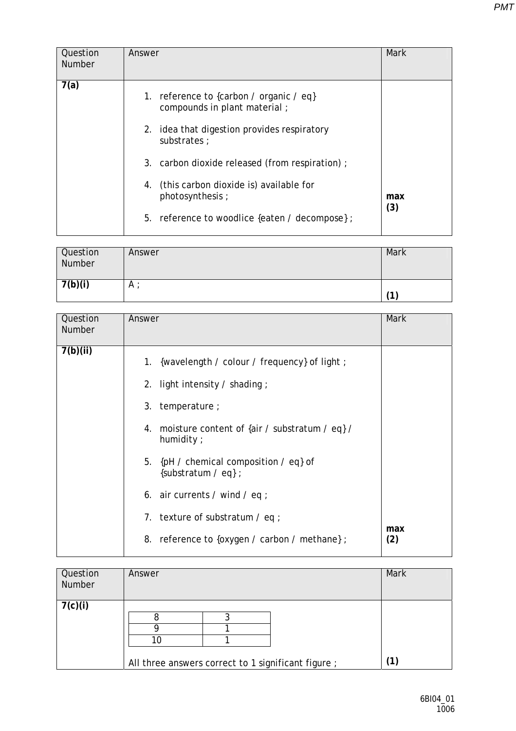| Question Number | Answer | Mark |
|---|---|---|
| **7(a)** | 1. reference to {carbon / organic / eq} compounds in plant material ;<br><br>2. idea that digestion provides respiratory substrates ;<br><br>3. carbon dioxide released (from respiration) ;<br><br>4. (this carbon dioxide is) available for photosynthesis ;<br><br>5. reference to woodlice {eaten / decompose} ; | **max (3)** |

| Question Number | Answer | Mark |
|---|---|---|
| **7(b)(i)** | A ; | **(1)** |

| Question Number | Answer | Mark |
|---|---|---|
| **7(b)(ii)** | 1. {wavelength / colour / frequency} of light ;<br><br>2. light intensity / shading ;<br><br>3. temperature ;<br><br>4. moisture content of {air / substratum / eq} / humidity ;<br><br>5. {pH / chemical composition / eq} of {substratum / eq} ;<br><br>6. air currents / wind / eq ;<br><br>7. texture of substratum / eq ;<br><br>8. reference to {oxygen / carbon / methane} ; | **max (2)** |

| Question Number | Answer | Mark |
|---|---|---|
| **7(c)(i)** | 8 → 3<br>9 → 1<br>10 → 1<br><br>All three answers correct to 1 significant figure ; | **(1)** |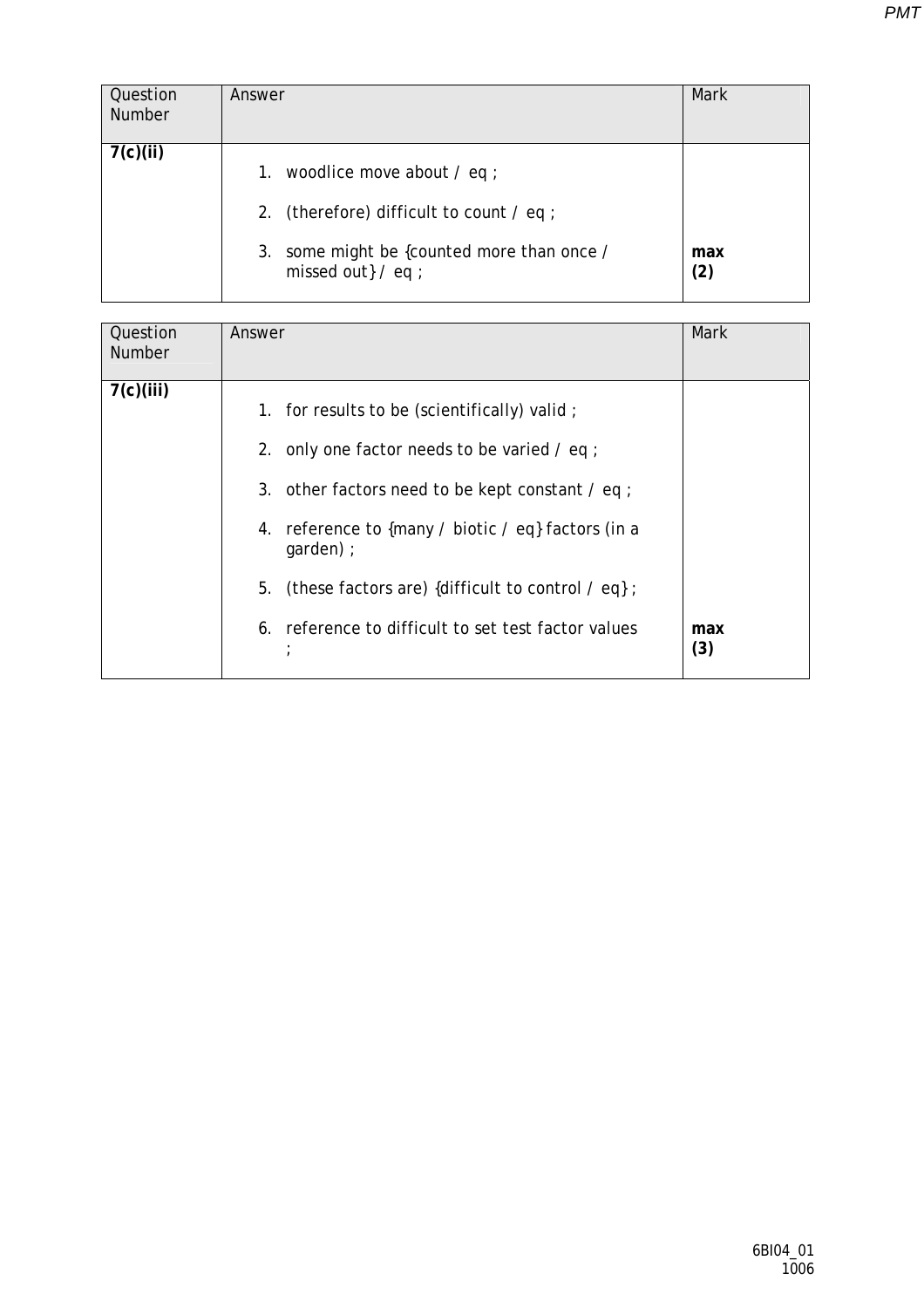| Question Number | Answer | Mark |
|---|---|---|
| 7(c)(ii) | 1. woodlice move about / eq ;<br><br>2. (therefore) difficult to count / eq ;<br><br>3. some might be {counted more than once / missed out} / eq ; | **max (2)** |

| Question Number | Answer | Mark |
|---|---|---|
| 7(c)(iii) | 1. for results to be (scientifically) valid ;<br><br>2. only one factor needs to be varied / eq ;<br><br>3. other factors need to be kept constant / eq ;<br><br>4. reference to {many / biotic / eq} factors (in a garden) ;<br><br>5. (these factors are) {difficult to control / eq} ;<br><br>6. reference to difficult to set test factor values ; | **max (3)** |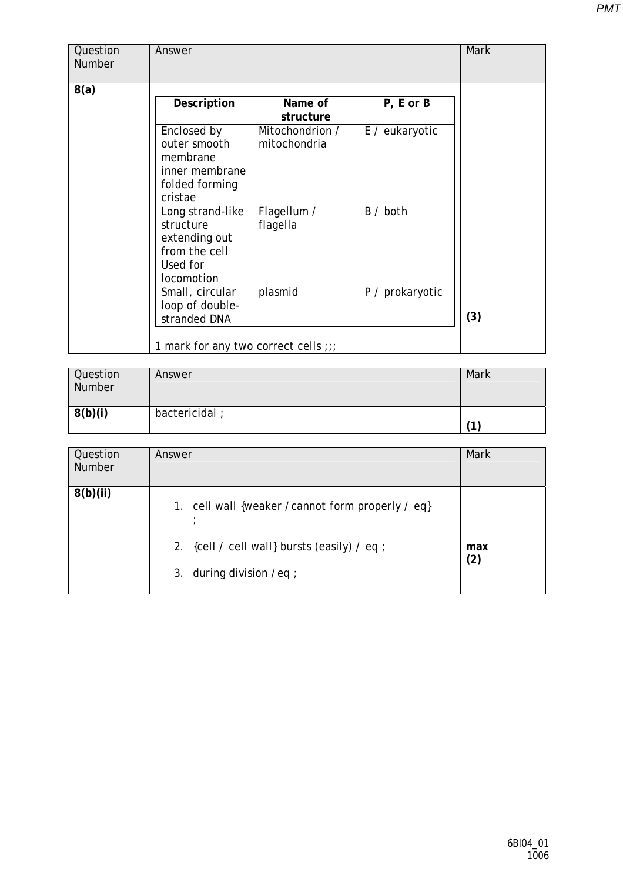| Question Number | Answer | Mark |
|---|---|---|
| 8(a) | (see table below) 1 mark for any two correct cells ;;; | (3) |

| Description | Name of structure | P, E or B |
|---|---|---|
| Enclosed by outer smooth membrane inner membrane folded forming cristae | Mitochondrion / mitochondria | E / eukaryotic |
| Long strand-like structure extending out from the cell Used for locomotion | Flagellum / flagella | B / both |
| Small, circular loop of double-stranded DNA | plasmid | P / prokaryotic |

1 mark for any two correct cells ;;;

| Question Number | Answer | Mark |
|---|---|---|
| 8(b)(i) | bactericidal ; | (1) |

| Question Number | Answer | Mark |
|---|---|---|
| 8(b)(ii) | 1. cell wall {weaker / cannot form properly / eq} ;<br>2. {cell / cell wall} bursts (easily) / eq ;<br>3. during division / eq ; | max (2) |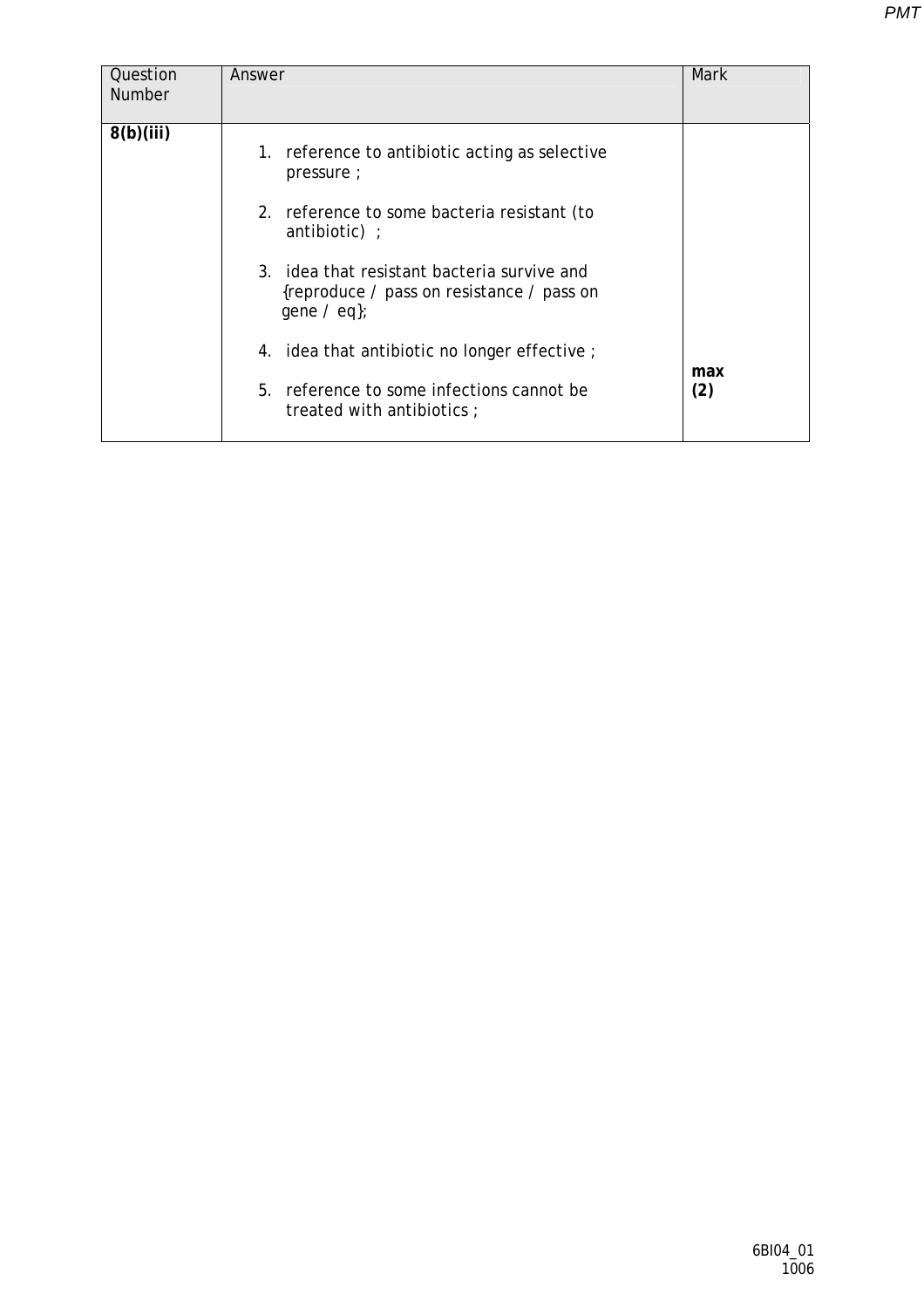| Question Number | Answer | Mark |
|---|---|---|
| **8(b)(iii)** | 1. reference to antibiotic acting as selective pressure ;<br><br>2. reference to some bacteria resistant (to antibiotic) ;<br><br>3. idea that resistant bacteria survive and {reproduce / pass on resistance / pass on gene / eq};<br><br>4. idea that antibiotic no longer effective ;<br><br>5. reference to some infections cannot be treated with antibiotics ; | **max (2)** |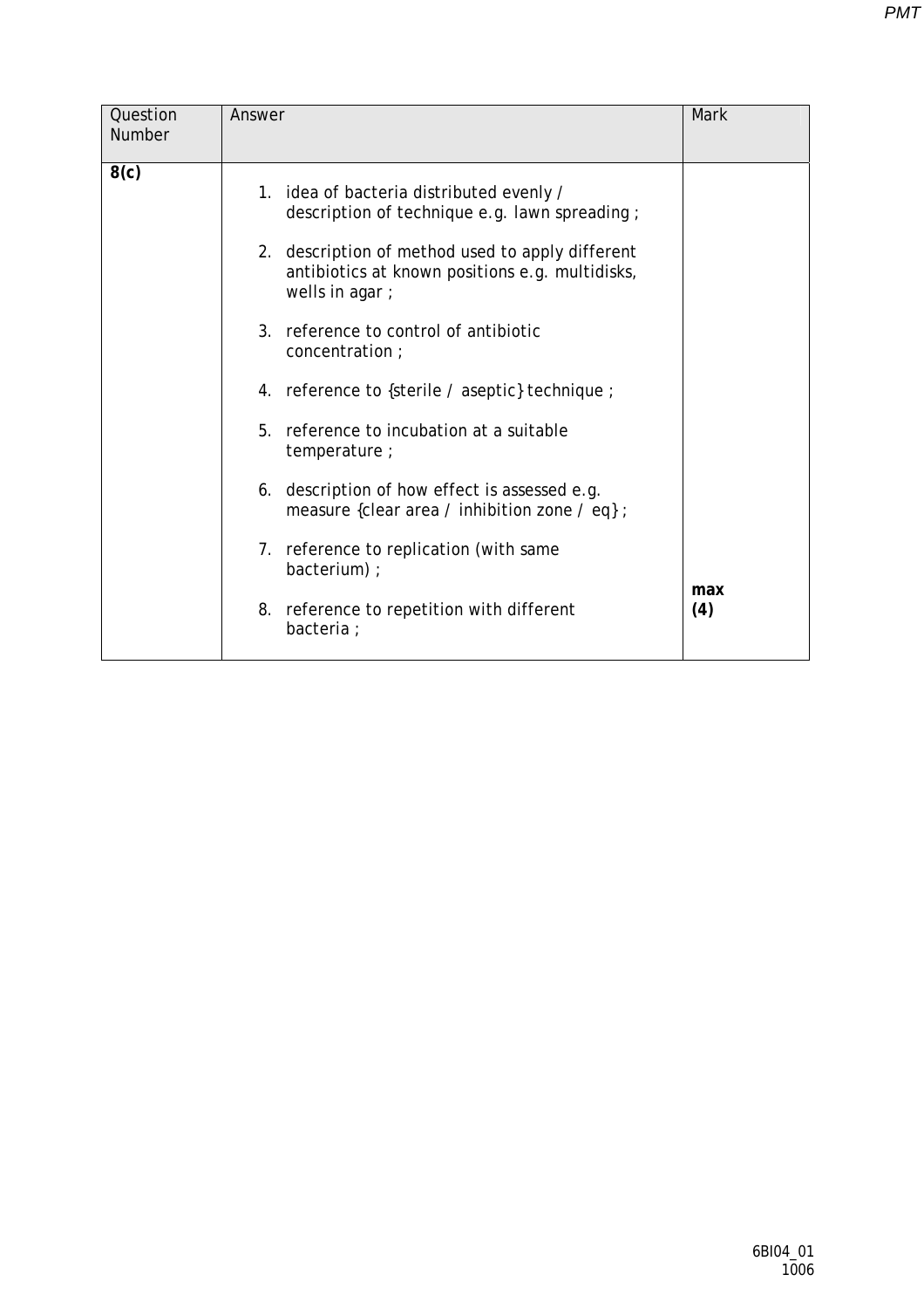| Question Number | Answer | Mark |
|---|---|---|
| **8(c)** | 1. idea of bacteria distributed evenly / description of technique e.g. lawn spreading ;<br><br>2. description of method used to apply different antibiotics at known positions e.g. multidisks, wells in agar ;<br><br>3. reference to control of antibiotic concentration ;<br><br>4. reference to {sterile / aseptic} technique ;<br><br>5. reference to incubation at a suitable temperature ;<br><br>6. description of how effect is assessed e.g. measure {clear area / inhibition zone / eq} ;<br><br>7. reference to replication (with same bacterium) ;<br><br>8. reference to repetition with different bacteria ; | **max (4)** |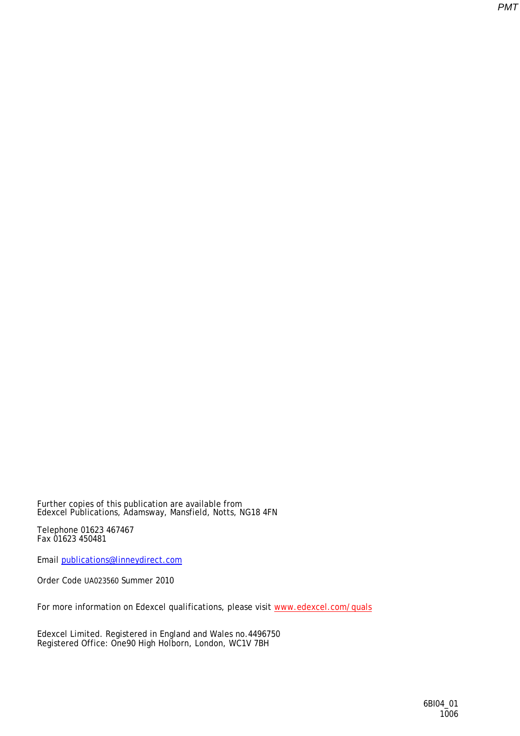Further copies of this publication are available from
Edexcel Publications, Adamsway, Mansfield, Notts, NG18 4FN

Telephone 01623 467467
Fax 01623 450481

Email publications@linneydirect.com

Order Code UA023560 Summer 2010

For more information on Edexcel qualifications, please visit www.edexcel.com/quals

Edexcel Limited. Registered in England and Wales no.4496750
Registered Office: One90 High Holborn, London, WC1V 7BH